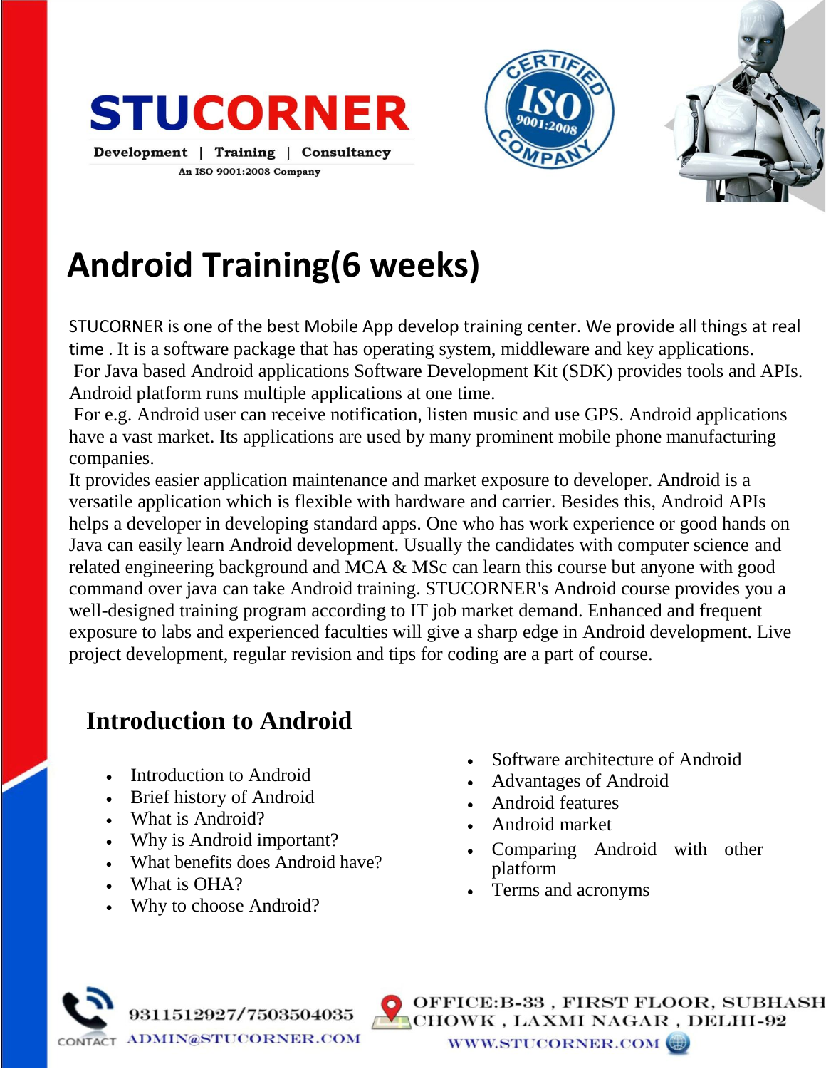# STUCORNER

Development | Training | Consultancy

An ISO 9001:2008 Company

## Android Training(6 weeks)

STUCORNER is one of the best Mobile App develop training center. We provide all things at real time . It is a software package that has operating system, middleware and key applications. For Java based Android applications Software Development Kit (SDK) provides tools and APIs. Android platform runs multiple applications at one time.
For e.g. Android user can receive notification, listen music and use GPS. Android applications have a vast market. Its applications are used by many prominent mobile phone manufacturing companies.
It provides easier application maintenance and market exposure to developer. Android is a versatile application which is flexible with hardware and carrier. Besides this, Android APIs helps a developer in developing standard apps. One who has work experience or good hands on Java can easily learn Android development. Usually the candidates with computer science and related engineering background and MCA & MSc can learn this course but anyone with good command over java can take Android training. STUCORNER's Android course provides you a well-designed training program according to IT job market demand. Enhanced and frequent exposure to labs and experienced faculties will give a sharp edge in Android development. Live project development, regular revision and tips for coding are a part of course.

### Introduction to Android

- Introduction to Android
- Brief history of Android
- What is Android?
- Why is Android important?
- What benefits does Android have?
- What is OHA?
- Why to choose Android?
- Software architecture of Android
- Advantages of Android
- Android features
- Android market
- Comparing Android with other platform
- Terms and acronyms

CONTACT 9311512927/7503504035 ADMIN@STUCORNER.COM

OFFICE:B-33 , FIRST FLOOR, SUBHASH CHOWK , LAXMI NAGAR , DELHI-92

WWW.STUCORNER.COM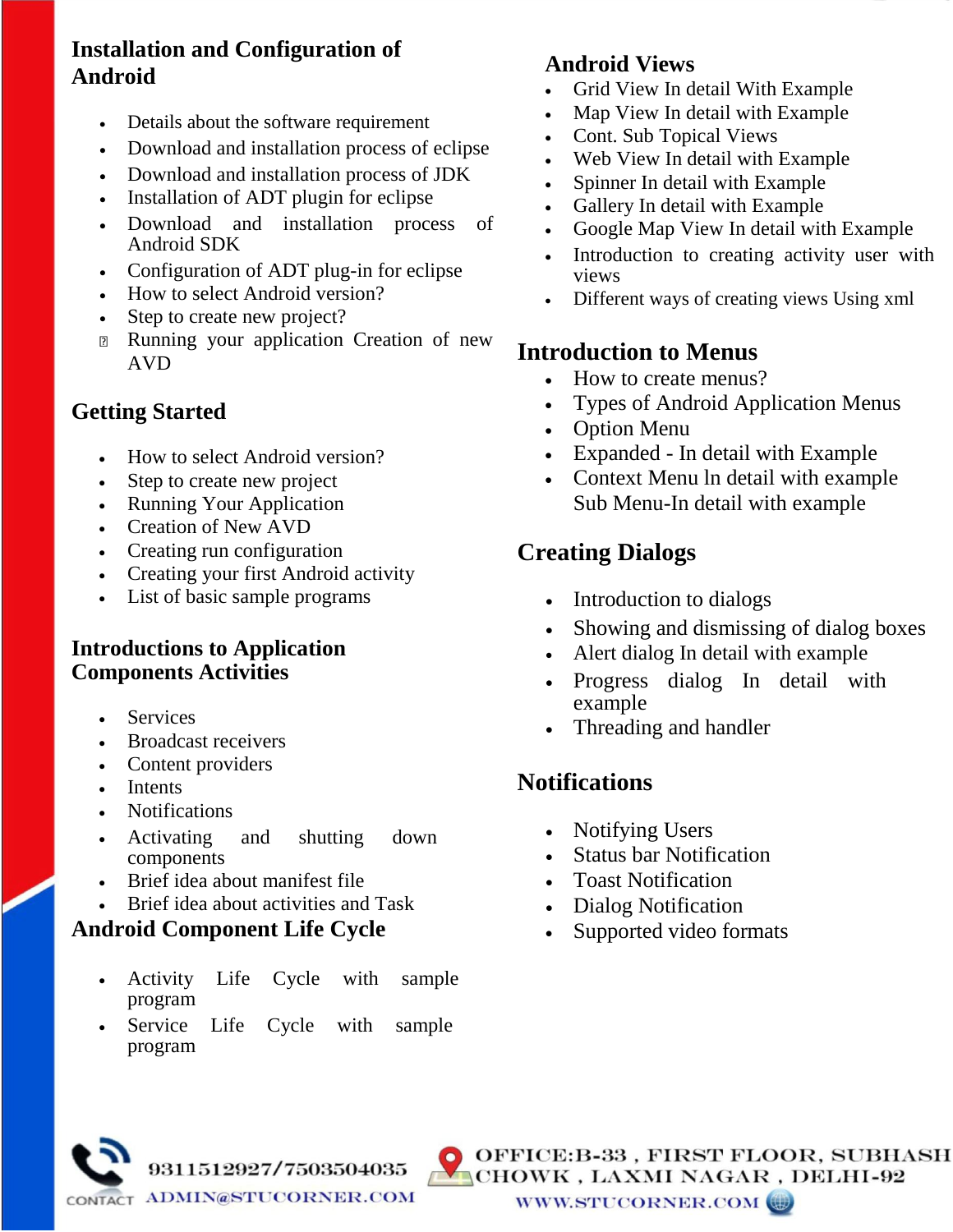## Installation and Configuration of Android

- Details about the software requirement
- Download and installation process of eclipse
- Download and installation process of JDK
- Installation of ADT plugin for eclipse
- Download and installation process of Android SDK
- Configuration of ADT plug-in for eclipse
- How to select Android version?
- Step to create new project?
- Running your application Creation of new AVD

## Getting Started

- How to select Android version?
- Step to create new project
- Running Your Application
- Creation of New AVD
- Creating run configuration
- Creating your first Android activity
- List of basic sample programs

## Introductions to Application Components Activities

- Services
- Broadcast receivers
- Content providers
- Intents
- Notifications
- Activating and shutting down components
- Brief idea about manifest file
- Brief idea about activities and Task

## Android Component Life Cycle

- Activity Life Cycle with sample program
- Service Life Cycle with sample program

## Android Views

- Grid View In detail With Example
- Map View In detail with Example
- Cont. Sub Topical Views
- Web View In detail with Example
- Spinner In detail with Example
- Gallery In detail with Example
- Google Map View In detail with Example
- Introduction to creating activity user with views
- Different ways of creating views Using xml

## Introduction to Menus

- How to create menus?
- Types of Android Application Menus
- Option Menu
- Expanded - In detail with Example
- Context Menu ln detail with example
  Sub Menu-In detail with example

## Creating Dialogs

- Introduction to dialogs
- Showing and dismissing of dialog boxes
- Alert dialog In detail with example
- Progress dialog In detail with example
- Threading and handler

## Notifications

- Notifying Users
- Status bar Notification
- Toast Notification
- Dialog Notification
- Supported video formats

CONTACT 9311512927/7503504035 ADMIN@STUCORNER.COM

OFFICE:B-33 , FIRST FLOOR, SUBHASH CHOWK , LAXMI NAGAR , DELHI-92

WWW.STUCORNER.COM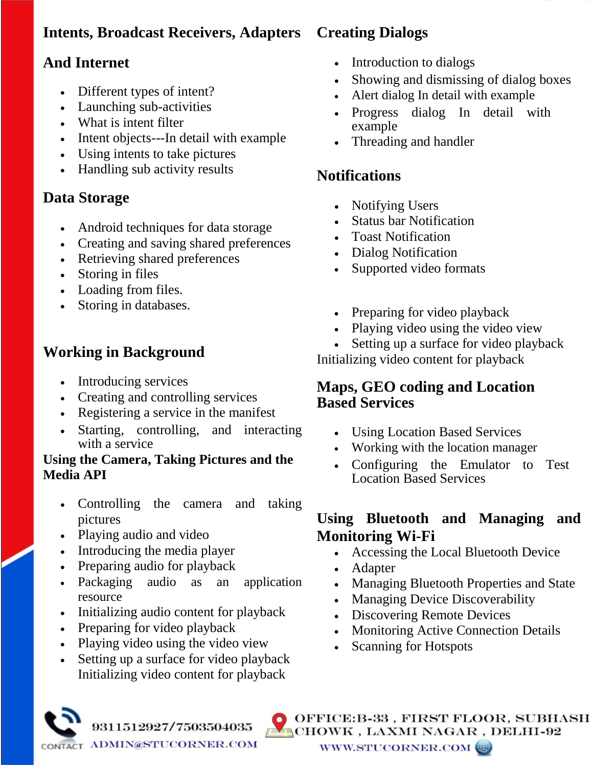## Intents, Broadcast Receivers, Adapters And Internet

- Different types of intent?
- Launching sub-activities
- What is intent filter
- Intent objects---In detail with example
- Using intents to take pictures
- Handling sub activity results

## Data Storage

- Android techniques for data storage
- Creating and saving shared preferences
- Retrieving shared preferences
- Storing in files
- Loading from files.
- Storing in databases.

## Working in Background

- Introducing services
- Creating and controlling services
- Registering a service in the manifest
- Starting, controlling, and interacting with a service

## Using the Camera, Taking Pictures and the Media API

- Controlling the camera and taking pictures
- Playing audio and video
- Introducing the media player
- Preparing audio for playback
- Packaging audio as an application resource
- Initializing audio content for playback
- Preparing for video playback
- Playing video using the video view
- Setting up a surface for video playback Initializing video content for playback

## Creating Dialogs

- Introduction to dialogs
- Showing and dismissing of dialog boxes
- Alert dialog In detail with example
- Progress dialog In detail with example
- Threading and handler

## Notifications

- Notifying Users
- Status bar Notification
- Toast Notification
- Dialog Notification
- Supported video formats

- Preparing for video playback
- Playing video using the video view
- Setting up a surface for video playback

Initializing video content for playback

## Maps, GEO coding and Location Based Services

- Using Location Based Services
- Working with the location manager
- Configuring the Emulator to Test Location Based Services

## Using Bluetooth and Managing and Monitoring Wi-Fi

- Accessing the Local Bluetooth Device
- Adapter
- Managing Bluetooth Properties and State
- Managing Device Discoverability
- Discovering Remote Devices
- Monitoring Active Connection Details
- Scanning for Hotspots

CONTACT 9311512927/7503504035 ADMIN@STUCORNER.COM

OFFICE:B-33 , FIRST FLOOR, SUBHASH CHOWK , LAXMI NAGAR , DELHI-92

WWW.STUCORNER.COM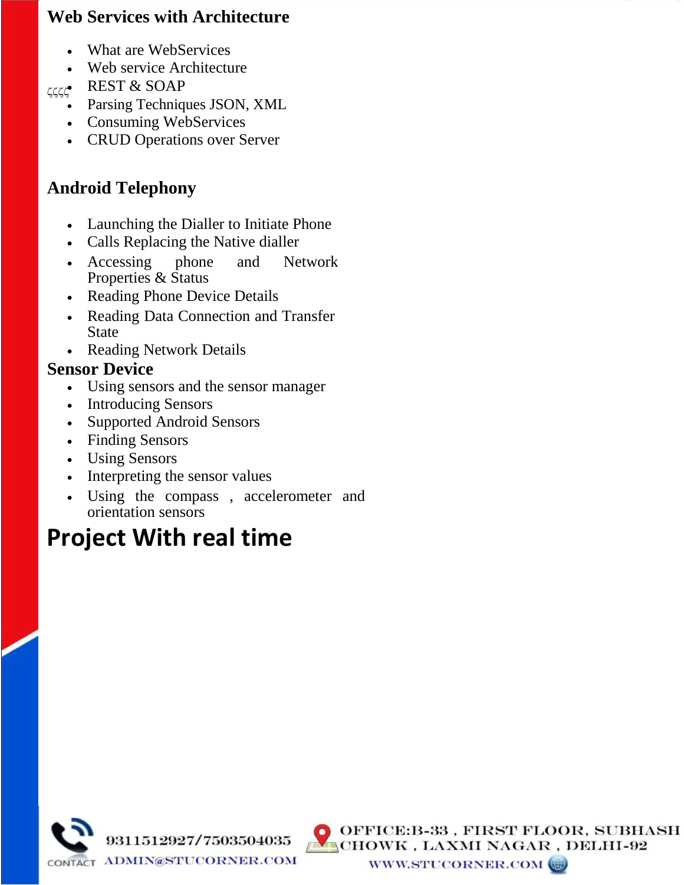## Web Services with Architecture

- What are WebServices
- Web service Architecture
- REST & SOAP
- Parsing Techniques JSON, XML
- Consuming WebServices
- CRUD Operations over Server

## Android Telephony

- Launching the Dialler to Initiate Phone
- Calls Replacing the Native dialler
- Accessing phone and Network Properties & Status
- Reading Phone Device Details
- Reading Data Connection and Transfer State
- Reading Network Details

## Sensor Device

- Using sensors and the sensor manager
- Introducing Sensors
- Supported Android Sensors
- Finding Sensors
- Using Sensors
- Interpreting the sensor values
- Using the compass , accelerometer and orientation sensors

# Project With real time

CONTACT 9311512927/7503504035
ADMIN@STUCORNER.COM

OFFICE:B-33 , FIRST FLOOR, SUBHASH CHOWK , LAXMI NAGAR , DELHI-92
WWW.STUCORNER.COM